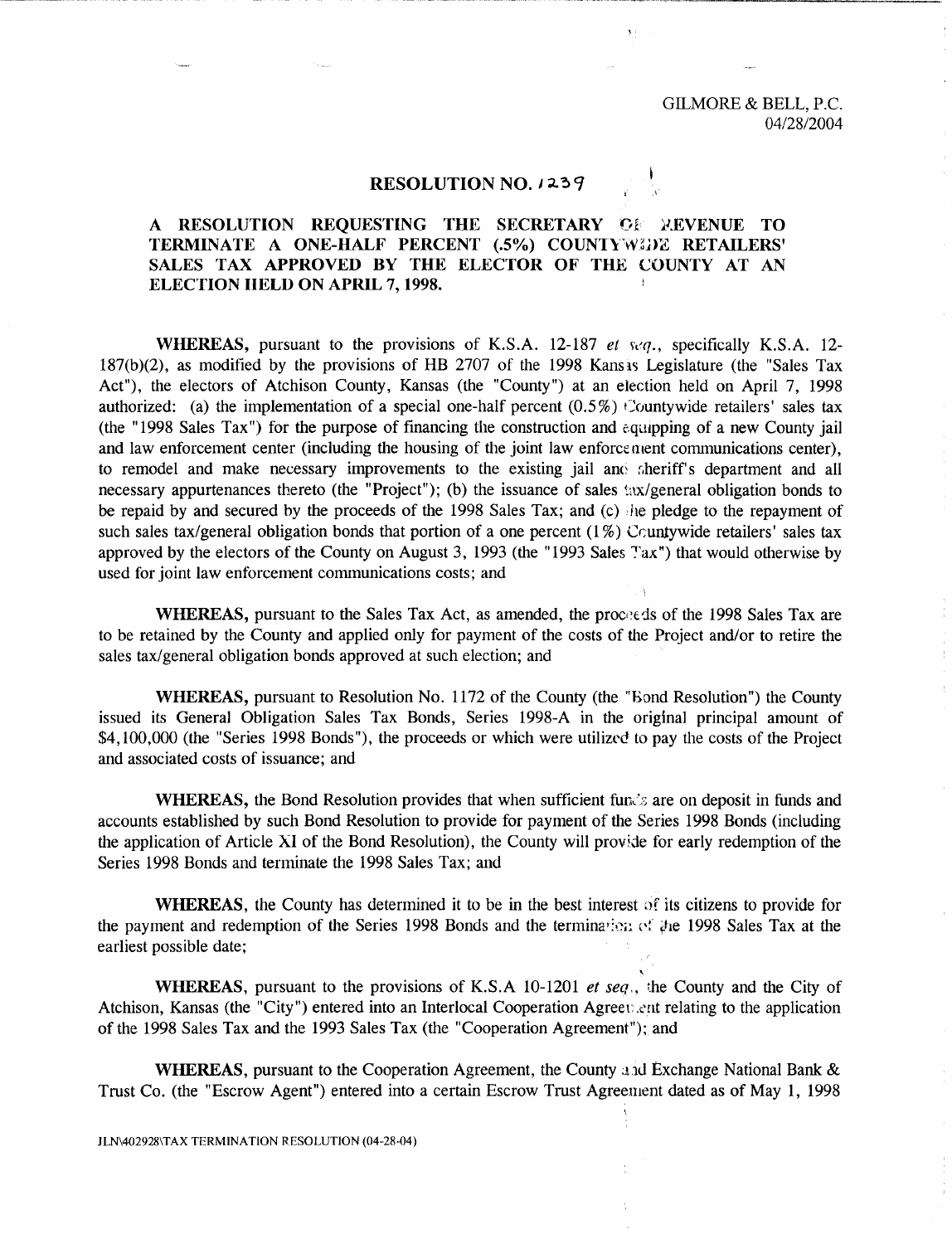GILMORE & BELL, P.C.
04/28/2004

# RESOLUTION NO. 1239

## A RESOLUTION REQUESTING THE SECRETARY OF REVENUE TO TERMINATE A ONE-HALF PERCENT (.5%) COUNTYWIDE RETAILERS' SALES TAX APPROVED BY THE ELECTOR OF THE COUNTY AT AN ELECTION HELD ON APRIL 7, 1998.

**WHEREAS,** pursuant to the provisions of K.S.A. 12-187 *et seq.*, specifically K.S.A. 12-187(b)(2), as modified by the provisions of HB 2707 of the 1998 Kansas Legislature (the "Sales Tax Act"), the electors of Atchison County, Kansas (the "County") at an election held on April 7, 1998 authorized: (a) the implementation of a special one-half percent (0.5%) Countywide retailers' sales tax (the "1998 Sales Tax") for the purpose of financing the construction and equipping of a new County jail and law enforcement center (including the housing of the joint law enforcement communications center), to remodel and make necessary improvements to the existing jail and sheriff's department and all necessary appurtenances thereto (the "Project"); (b) the issuance of sales tax/general obligation bonds to be repaid by and secured by the proceeds of the 1998 Sales Tax; and (c) the pledge to the repayment of such sales tax/general obligation bonds that portion of a one percent (1%) Countywide retailers' sales tax approved by the electors of the County on August 3, 1993 (the "1993 Sales Tax") that would otherwise by used for joint law enforcement communications costs; and

**WHEREAS,** pursuant to the Sales Tax Act, as amended, the proceeds of the 1998 Sales Tax are to be retained by the County and applied only for payment of the costs of the Project and/or to retire the sales tax/general obligation bonds approved at such election; and

**WHEREAS,** pursuant to Resolution No. 1172 of the County (the "Bond Resolution") the County issued its General Obligation Sales Tax Bonds, Series 1998-A in the original principal amount of $4,100,000 (the "Series 1998 Bonds"), the proceeds or which were utilized to pay the costs of the Project and associated costs of issuance; and

**WHEREAS,** the Bond Resolution provides that when sufficient funds are on deposit in funds and accounts established by such Bond Resolution to provide for payment of the Series 1998 Bonds (including the application of Article XI of the Bond Resolution), the County will provide for early redemption of the Series 1998 Bonds and terminate the 1998 Sales Tax; and

**WHEREAS**, the County has determined it to be in the best interest of its citizens to provide for the payment and redemption of the Series 1998 Bonds and the termination of the 1998 Sales Tax at the earliest possible date;

**WHEREAS,** pursuant to the provisions of K.S.A 10-1201 *et seq.*, the County and the City of Atchison, Kansas (the "City") entered into an Interlocal Cooperation Agreement relating to the application of the 1998 Sales Tax and the 1993 Sales Tax (the "Cooperation Agreement"); and

**WHEREAS,** pursuant to the Cooperation Agreement, the County and Exchange National Bank & Trust Co. (the "Escrow Agent") entered into a certain Escrow Trust Agreement dated as of May 1, 1998

JLN\402928\TAX TERMINATION RESOLUTION (04-28-04)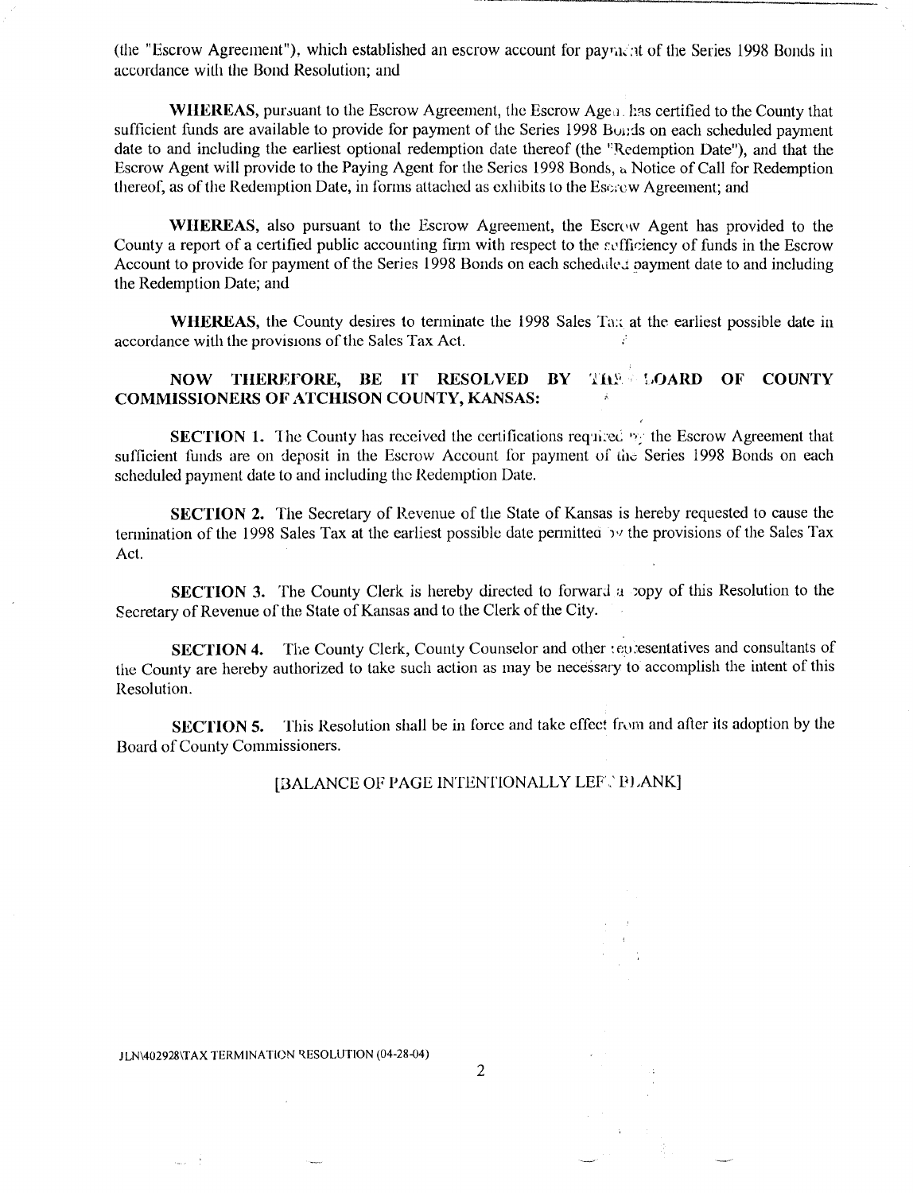(the "Escrow Agreement"), which established an escrow account for payment of the Series 1998 Bonds in accordance with the Bond Resolution; and

**WHEREAS,** pursuant to the Escrow Agreement, the Escrow Agent has certified to the County that sufficient funds are available to provide for payment of the Series 1998 Bonds on each scheduled payment date to and including the earliest optional redemption date thereof (the "Redemption Date"), and that the Escrow Agent will provide to the Paying Agent for the Series 1998 Bonds, a Notice of Call for Redemption thereof, as of the Redemption Date, in forms attached as exhibits to the Escrow Agreement; and

**WHEREAS,** also pursuant to the Escrow Agreement, the Escrow Agent has provided to the County a report of a certified public accounting firm with respect to the sufficiency of funds in the Escrow Account to provide for payment of the Series 1998 Bonds on each scheduled payment date to and including the Redemption Date; and

**WHEREAS,** the County desires to terminate the 1998 Sales Tax at the earliest possible date in accordance with the provisions of the Sales Tax Act.

**NOW THEREFORE, BE IT RESOLVED BY THE BOARD OF COUNTY COMMISSIONERS OF ATCHISON COUNTY, KANSAS:**

**SECTION 1.** The County has received the certifications required by the Escrow Agreement that sufficient funds are on deposit in the Escrow Account for payment of the Series 1998 Bonds on each scheduled payment date to and including the Redemption Date.

**SECTION 2.** The Secretary of Revenue of the State of Kansas is hereby requested to cause the termination of the 1998 Sales Tax at the earliest possible date permitted by the provisions of the Sales Tax Act.

**SECTION 3.** The County Clerk is hereby directed to forward a copy of this Resolution to the Secretary of Revenue of the State of Kansas and to the Clerk of the City.

**SECTION 4.** The County Clerk, County Counselor and other representatives and consultants of the County are hereby authorized to take such action as may be necessary to accomplish the intent of this Resolution.

**SECTION 5.** This Resolution shall be in force and take effect from and after its adoption by the Board of County Commissioners.

[BALANCE OF PAGE INTENTIONALLY LEFT BLANK]

JLN\402928\TAX TERMINATION RESOLUTION (04-28-04)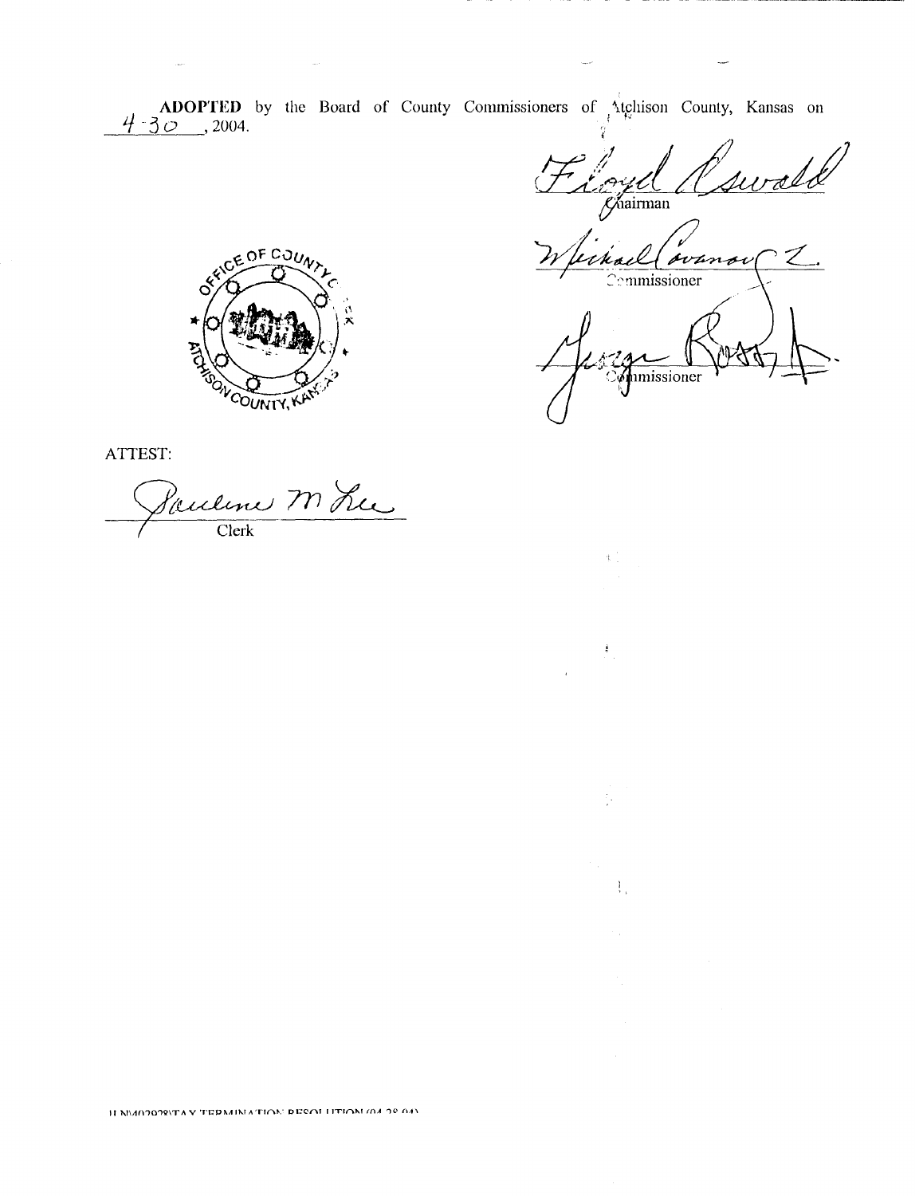**ADOPTED** by the Board of County Commissioners of Atchison County, Kansas on 4-30, 2004.

Floyd Oswald
Chairman

Michael Cavanaugh
Commissioner

Commissioner

OFFICE OF COUNTY CLERK
ATCHISON COUNTY, KANSAS

ATTEST:

Pauline M Lee
Clerk